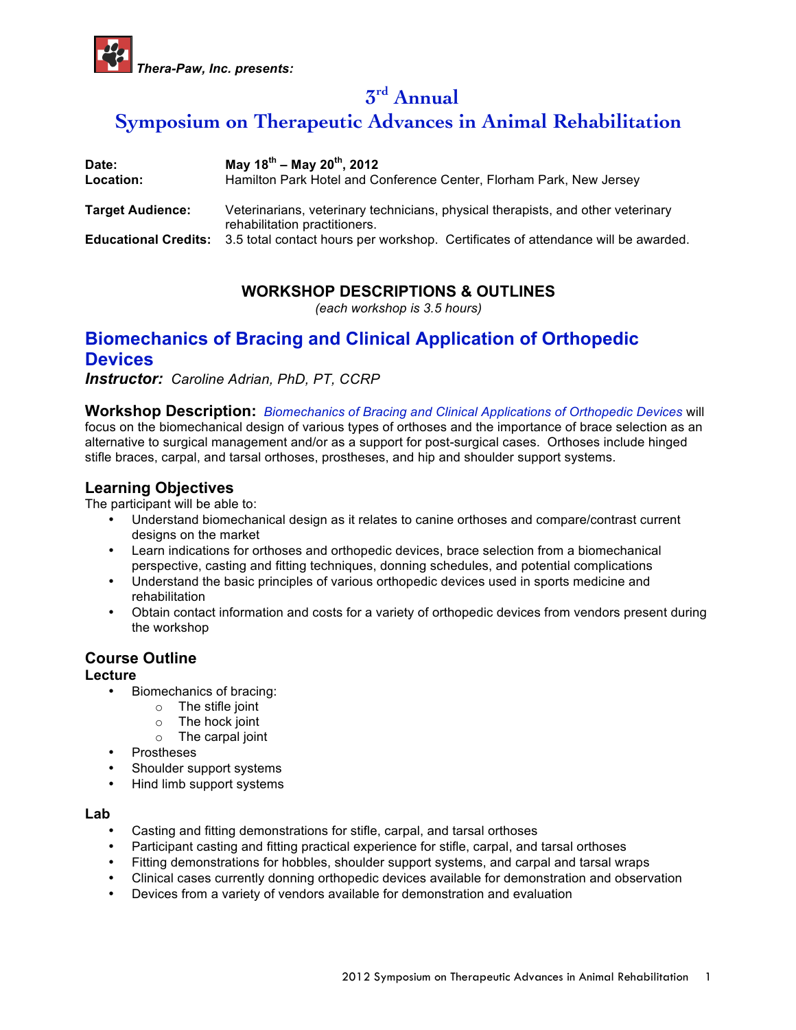*Thera-Paw, Inc. presents:*

# 3rd Annual
# Symposium on Therapeutic Advances in Animal Rehabilitation

| | |
|---|---|
| **Date:** | **May 18th – May 20th, 2012** |
| **Location:** | Hamilton Park Hotel and Conference Center, Florham Park, New Jersey |
| **Target Audience:** | Veterinarians, veterinary technicians, physical therapists, and other veterinary rehabilitation practitioners. |
| **Educational Credits:** | 3.5 total contact hours per workshop. Certificates of attendance will be awarded. |

## WORKSHOP DESCRIPTIONS & OUTLINES

*(each workshop is 3.5 hours)*

## Biomechanics of Bracing and Clinical Application of Orthopedic Devices

***Instructor:*** *Caroline Adrian, PhD, PT, CCRP*

**Workshop Description:** *Biomechanics of Bracing and Clinical Applications of Orthopedic Devices* will focus on the biomechanical design of various types of orthoses and the importance of brace selection as an alternative to surgical management and/or as a support for post-surgical cases. Orthoses include hinged stifle braces, carpal, and tarsal orthoses, prostheses, and hip and shoulder support systems.

### Learning Objectives

The participant will be able to:

- Understand biomechanical design as it relates to canine orthoses and compare/contrast current designs on the market
- Learn indications for orthoses and orthopedic devices, brace selection from a biomechanical perspective, casting and fitting techniques, donning schedules, and potential complications
- Understand the basic principles of various orthopedic devices used in sports medicine and rehabilitation
- Obtain contact information and costs for a variety of orthopedic devices from vendors present during the workshop

### Course Outline

**Lecture**

- Biomechanics of bracing:
  - The stifle joint
  - The hock joint
  - The carpal joint
- Prostheses
- Shoulder support systems
- Hind limb support systems

**Lab**

- Casting and fitting demonstrations for stifle, carpal, and tarsal orthoses
- Participant casting and fitting practical experience for stifle, carpal, and tarsal orthoses
- Fitting demonstrations for hobbles, shoulder support systems, and carpal and tarsal wraps
- Clinical cases currently donning orthopedic devices available for demonstration and observation
- Devices from a variety of vendors available for demonstration and evaluation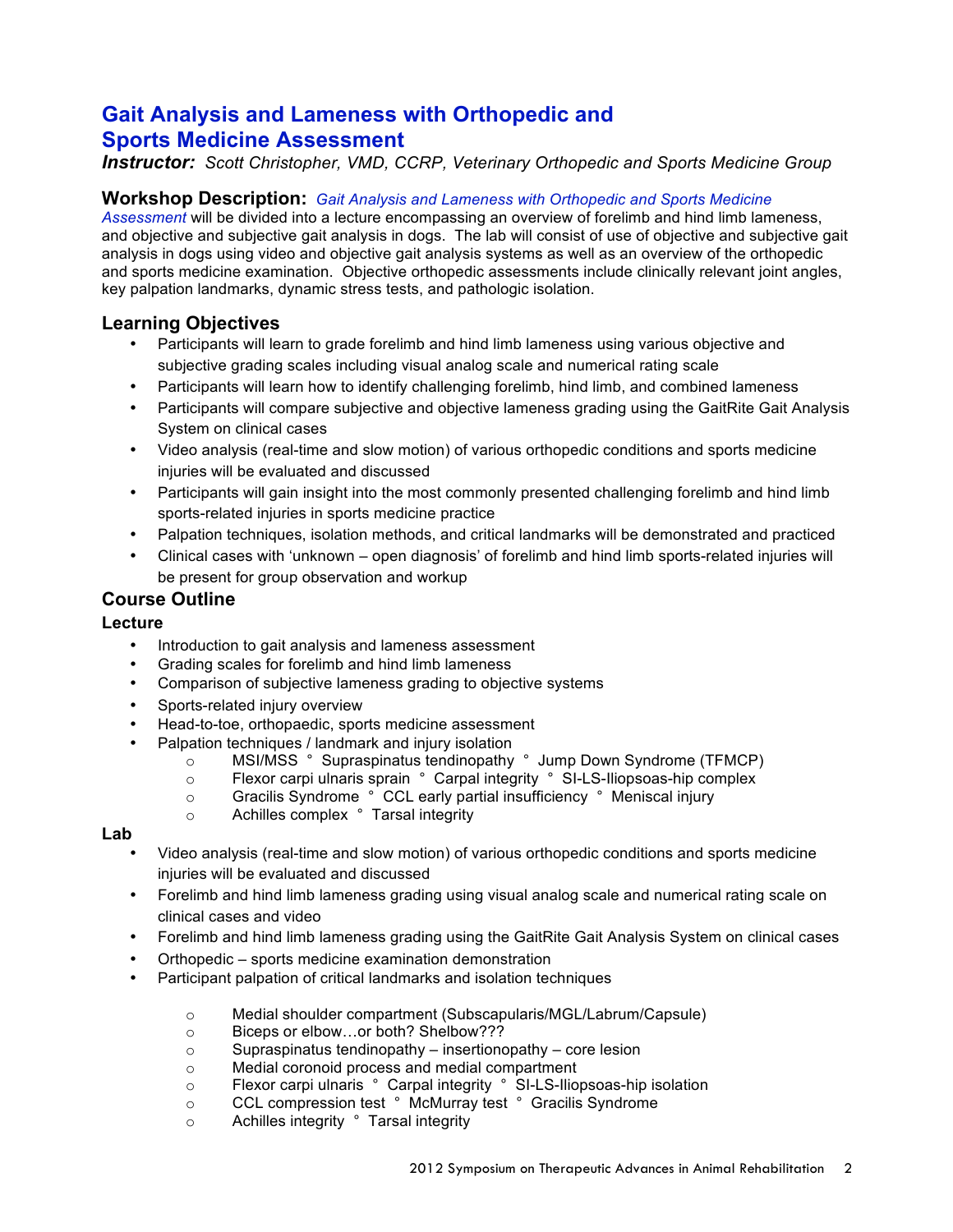# Gait Analysis and Lameness with Orthopedic and Sports Medicine Assessment

***Instructor:*** *Scott Christopher, VMD, CCRP, Veterinary Orthopedic and Sports Medicine Group*

**Workshop Description:** *Gait Analysis and Lameness with Orthopedic and Sports Medicine Assessment* will be divided into a lecture encompassing an overview of forelimb and hind limb lameness, and objective and subjective gait analysis in dogs. The lab will consist of use of objective and subjective gait analysis in dogs using video and objective gait analysis systems as well as an overview of the orthopedic and sports medicine examination. Objective orthopedic assessments include clinically relevant joint angles, key palpation landmarks, dynamic stress tests, and pathologic isolation.

## Learning Objectives

- Participants will learn to grade forelimb and hind limb lameness using various objective and subjective grading scales including visual analog scale and numerical rating scale
- Participants will learn how to identify challenging forelimb, hind limb, and combined lameness
- Participants will compare subjective and objective lameness grading using the GaitRite Gait Analysis System on clinical cases
- Video analysis (real-time and slow motion) of various orthopedic conditions and sports medicine injuries will be evaluated and discussed
- Participants will gain insight into the most commonly presented challenging forelimb and hind limb sports-related injuries in sports medicine practice
- Palpation techniques, isolation methods, and critical landmarks will be demonstrated and practiced
- Clinical cases with 'unknown – open diagnosis' of forelimb and hind limb sports-related injuries will be present for group observation and workup

## Course Outline

### Lecture

- Introduction to gait analysis and lameness assessment
- Grading scales for forelimb and hind limb lameness
- Comparison of subjective lameness grading to objective systems
- Sports-related injury overview
- Head-to-toe, orthopaedic, sports medicine assessment
- Palpation techniques / landmark and injury isolation
  - MSI/MSS ° Supraspinatus tendinopathy ° Jump Down Syndrome (TFMCP)
  - Flexor carpi ulnaris sprain ° Carpal integrity ° SI-LS-Iliopsoas-hip complex
  - Gracilis Syndrome ° CCL early partial insufficiency ° Meniscal injury
  - Achilles complex ° Tarsal integrity

### Lab

- Video analysis (real-time and slow motion) of various orthopedic conditions and sports medicine injuries will be evaluated and discussed
- Forelimb and hind limb lameness grading using visual analog scale and numerical rating scale on clinical cases and video
- Forelimb and hind limb lameness grading using the GaitRite Gait Analysis System on clinical cases
- Orthopedic – sports medicine examination demonstration
- Participant palpation of critical landmarks and isolation techniques
  - Medial shoulder compartment (Subscapularis/MGL/Labrum/Capsule)
  - Biceps or elbow…or both? Shelbow???
  - Supraspinatus tendinopathy – insertionopathy – core lesion
  - Medial coronoid process and medial compartment
  - Flexor carpi ulnaris ° Carpal integrity ° SI-LS-Iliopsoas-hip isolation
  - CCL compression test ° McMurray test ° Gracilis Syndrome
  - Achilles integrity ° Tarsal integrity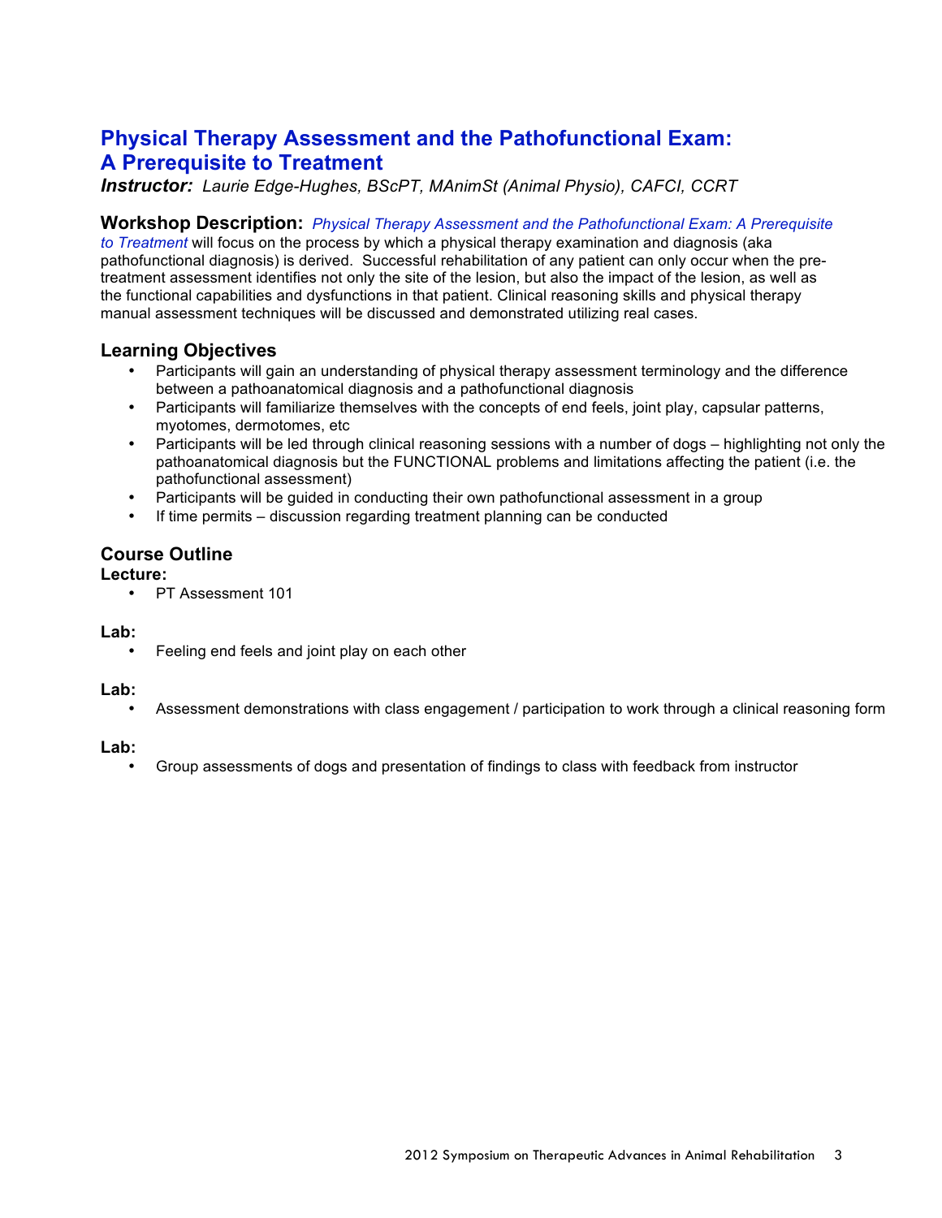## Physical Therapy Assessment and the Pathofunctional Exam: A Prerequisite to Treatment

***Instructor:*** *Laurie Edge-Hughes, BScPT, MAnimSt (Animal Physio), CAFCI, CCRT*

**Workshop Description:** *Physical Therapy Assessment and the Pathofunctional Exam: A Prerequisite to Treatment* will focus on the process by which a physical therapy examination and diagnosis (aka pathofunctional diagnosis) is derived. Successful rehabilitation of any patient can only occur when the pre-treatment assessment identifies not only the site of the lesion, but also the impact of the lesion, as well as the functional capabilities and dysfunctions in that patient. Clinical reasoning skills and physical therapy manual assessment techniques will be discussed and demonstrated utilizing real cases.

### Learning Objectives

- Participants will gain an understanding of physical therapy assessment terminology and the difference between a pathoanatomical diagnosis and a pathofunctional diagnosis
- Participants will familiarize themselves with the concepts of end feels, joint play, capsular patterns, myotomes, dermotomes, etc
- Participants will be led through clinical reasoning sessions with a number of dogs – highlighting not only the pathoanatomical diagnosis but the FUNCTIONAL problems and limitations affecting the patient (i.e. the pathofunctional assessment)
- Participants will be guided in conducting their own pathofunctional assessment in a group
- If time permits – discussion regarding treatment planning can be conducted

### Course Outline

**Lecture:**

- PT Assessment 101

**Lab:**

- Feeling end feels and joint play on each other

**Lab:**

- Assessment demonstrations with class engagement / participation to work through a clinical reasoning form

**Lab:**

- Group assessments of dogs and presentation of findings to class with feedback from instructor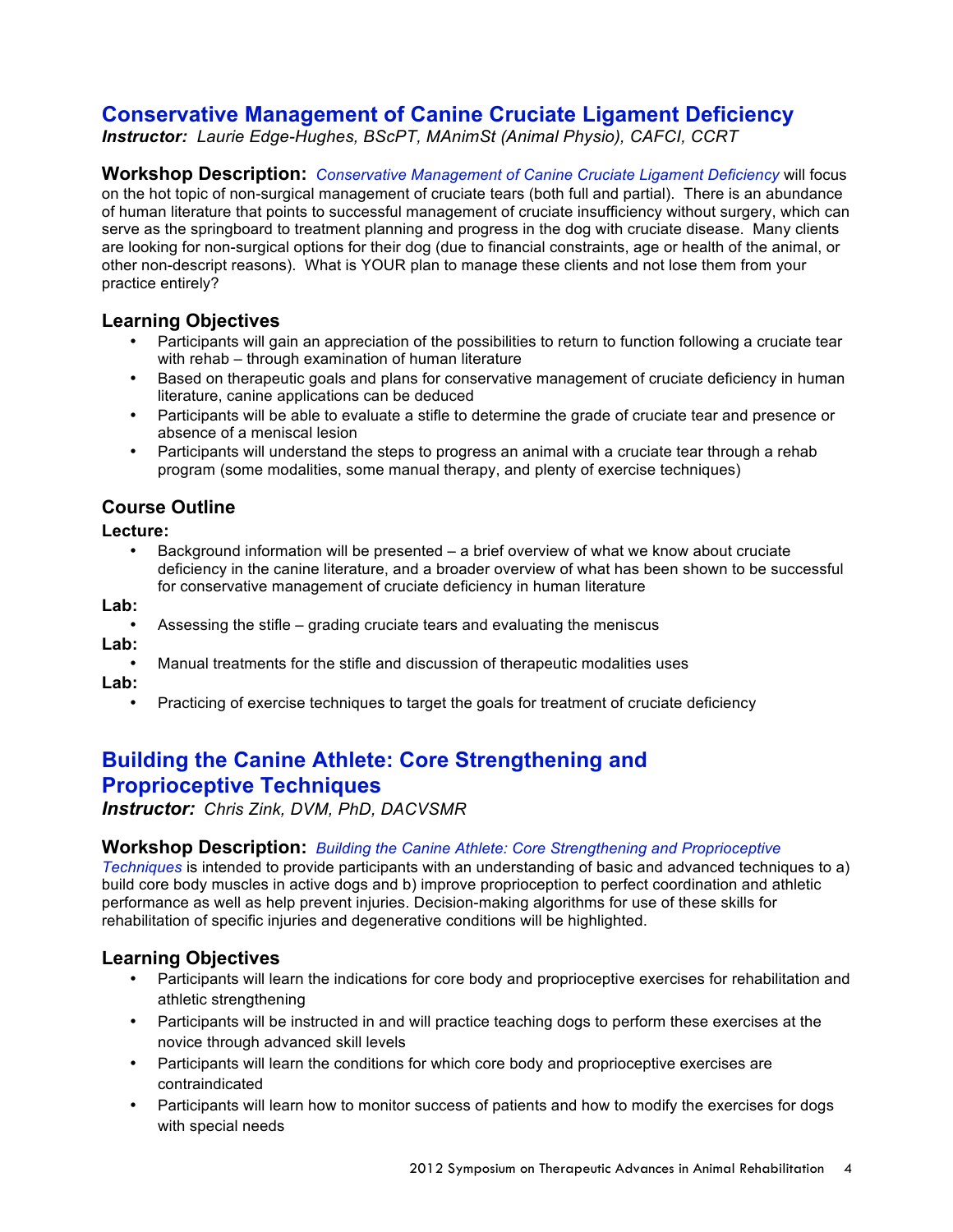## Conservative Management of Canine Cruciate Ligament Deficiency

***Instructor:*** *Laurie Edge-Hughes, BScPT, MAnimSt (Animal Physio), CAFCI, CCRT*

**Workshop Description:** *Conservative Management of Canine Cruciate Ligament Deficiency* will focus on the hot topic of non-surgical management of cruciate tears (both full and partial). There is an abundance of human literature that points to successful management of cruciate insufficiency without surgery, which can serve as the springboard to treatment planning and progress in the dog with cruciate disease. Many clients are looking for non-surgical options for their dog (due to financial constraints, age or health of the animal, or other non-descript reasons). What is YOUR plan to manage these clients and not lose them from your practice entirely?

### Learning Objectives

- Participants will gain an appreciation of the possibilities to return to function following a cruciate tear with rehab – through examination of human literature
- Based on therapeutic goals and plans for conservative management of cruciate deficiency in human literature, canine applications can be deduced
- Participants will be able to evaluate a stifle to determine the grade of cruciate tear and presence or absence of a meniscal lesion
- Participants will understand the steps to progress an animal with a cruciate tear through a rehab program (some modalities, some manual therapy, and plenty of exercise techniques)

### Course Outline

**Lecture:**

- Background information will be presented – a brief overview of what we know about cruciate deficiency in the canine literature, and a broader overview of what has been shown to be successful for conservative management of cruciate deficiency in human literature

**Lab:**

- Assessing the stifle – grading cruciate tears and evaluating the meniscus

**Lab:**

- Manual treatments for the stifle and discussion of therapeutic modalities uses

**Lab:**

- Practicing of exercise techniques to target the goals for treatment of cruciate deficiency

## Building the Canine Athlete: Core Strengthening and Proprioceptive Techniques

***Instructor:*** *Chris Zink, DVM, PhD, DACVSMR*

**Workshop Description:** *Building the Canine Athlete: Core Strengthening and Proprioceptive Techniques* is intended to provide participants with an understanding of basic and advanced techniques to a) build core body muscles in active dogs and b) improve proprioception to perfect coordination and athletic performance as well as help prevent injuries. Decision-making algorithms for use of these skills for rehabilitation of specific injuries and degenerative conditions will be highlighted.

### Learning Objectives

- Participants will learn the indications for core body and proprioceptive exercises for rehabilitation and athletic strengthening
- Participants will be instructed in and will practice teaching dogs to perform these exercises at the novice through advanced skill levels
- Participants will learn the conditions for which core body and proprioceptive exercises are contraindicated
- Participants will learn how to monitor success of patients and how to modify the exercises for dogs with special needs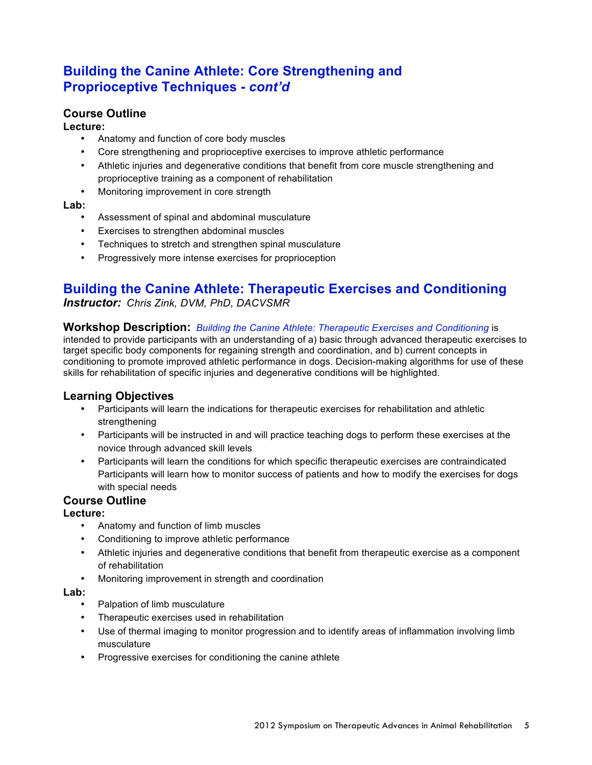## Building the Canine Athlete: Core Strengthening and Proprioceptive Techniques - *cont'd*

### Course Outline

**Lecture:**

- Anatomy and function of core body muscles
- Core strengthening and proprioceptive exercises to improve athletic performance
- Athletic injuries and degenerative conditions that benefit from core muscle strengthening and proprioceptive training as a component of rehabilitation
- Monitoring improvement in core strength

**Lab:**

- Assessment of spinal and abdominal musculature
- Exercises to strengthen abdominal muscles
- Techniques to stretch and strengthen spinal musculature
- Progressively more intense exercises for proprioception

## Building the Canine Athlete: Therapeutic Exercises and Conditioning

***Instructor:*** *Chris Zink, DVM, PhD, DACVSMR*

**Workshop Description:** *Building the Canine Athlete: Therapeutic Exercises and Conditioning* is intended to provide participants with an understanding of a) basic through advanced therapeutic exercises to target specific body components for regaining strength and coordination, and b) current concepts in conditioning to promote improved athletic performance in dogs. Decision-making algorithms for use of these skills for rehabilitation of specific injuries and degenerative conditions will be highlighted.

### Learning Objectives

- Participants will learn the indications for therapeutic exercises for rehabilitation and athletic strengthening
- Participants will be instructed in and will practice teaching dogs to perform these exercises at the novice through advanced skill levels
- Participants will learn the conditions for which specific therapeutic exercises are contraindicated Participants will learn how to monitor success of patients and how to modify the exercises for dogs with special needs

### Course Outline

**Lecture:**

- Anatomy and function of limb muscles
- Conditioning to improve athletic performance
- Athletic injuries and degenerative conditions that benefit from therapeutic exercise as a component of rehabilitation
- Monitoring improvement in strength and coordination

**Lab:**

- Palpation of limb musculature
- Therapeutic exercises used in rehabilitation
- Use of thermal imaging to monitor progression and to identify areas of inflammation involving limb musculature
- Progressive exercises for conditioning the canine athlete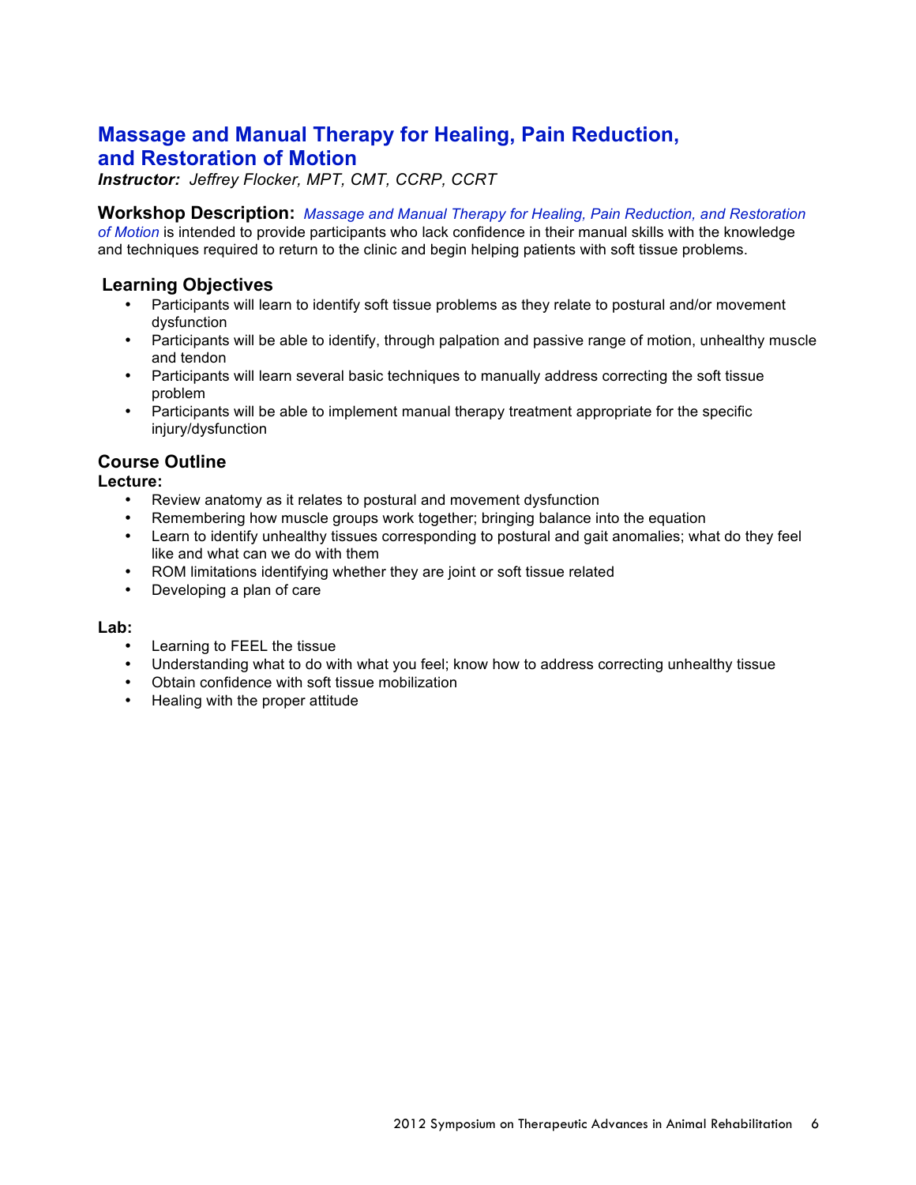# Massage and Manual Therapy for Healing, Pain Reduction, and Restoration of Motion

***Instructor:*** *Jeffrey Flocker, MPT, CMT, CCRP, CCRT*

**Workshop Description:** *Massage and Manual Therapy for Healing, Pain Reduction, and Restoration of Motion* is intended to provide participants who lack confidence in their manual skills with the knowledge and techniques required to return to the clinic and begin helping patients with soft tissue problems.

## Learning Objectives

- Participants will learn to identify soft tissue problems as they relate to postural and/or movement dysfunction
- Participants will be able to identify, through palpation and passive range of motion, unhealthy muscle and tendon
- Participants will learn several basic techniques to manually address correcting the soft tissue problem
- Participants will be able to implement manual therapy treatment appropriate for the specific injury/dysfunction

## Course Outline

**Lecture:**

- Review anatomy as it relates to postural and movement dysfunction
- Remembering how muscle groups work together; bringing balance into the equation
- Learn to identify unhealthy tissues corresponding to postural and gait anomalies; what do they feel like and what can we do with them
- ROM limitations identifying whether they are joint or soft tissue related
- Developing a plan of care

**Lab:**

- Learning to FEEL the tissue
- Understanding what to do with what you feel; know how to address correcting unhealthy tissue
- Obtain confidence with soft tissue mobilization
- Healing with the proper attitude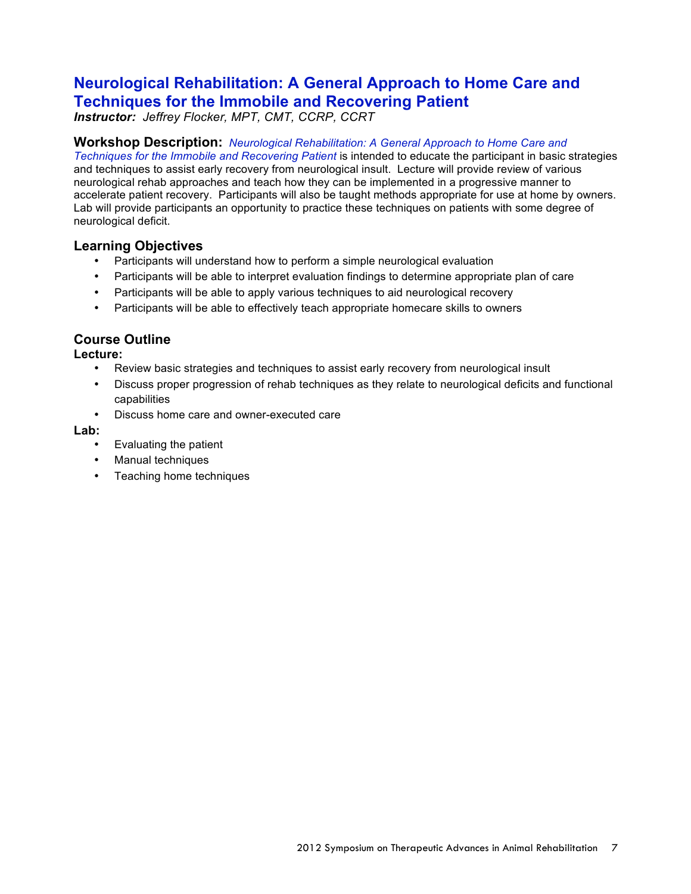## Neurological Rehabilitation: A General Approach to Home Care and Techniques for the Immobile and Recovering Patient

***Instructor:*** *Jeffrey Flocker, MPT, CMT, CCRP, CCRT*

**Workshop Description:** *Neurological Rehabilitation: A General Approach to Home Care and Techniques for the Immobile and Recovering Patient* is intended to educate the participant in basic strategies and techniques to assist early recovery from neurological insult. Lecture will provide review of various neurological rehab approaches and teach how they can be implemented in a progressive manner to accelerate patient recovery. Participants will also be taught methods appropriate for use at home by owners. Lab will provide participants an opportunity to practice these techniques on patients with some degree of neurological deficit.

### Learning Objectives

- Participants will understand how to perform a simple neurological evaluation
- Participants will be able to interpret evaluation findings to determine appropriate plan of care
- Participants will be able to apply various techniques to aid neurological recovery
- Participants will be able to effectively teach appropriate homecare skills to owners

### Course Outline

**Lecture:**

- Review basic strategies and techniques to assist early recovery from neurological insult
- Discuss proper progression of rehab techniques as they relate to neurological deficits and functional capabilities
- Discuss home care and owner-executed care

**Lab:**

- Evaluating the patient
- Manual techniques
- Teaching home techniques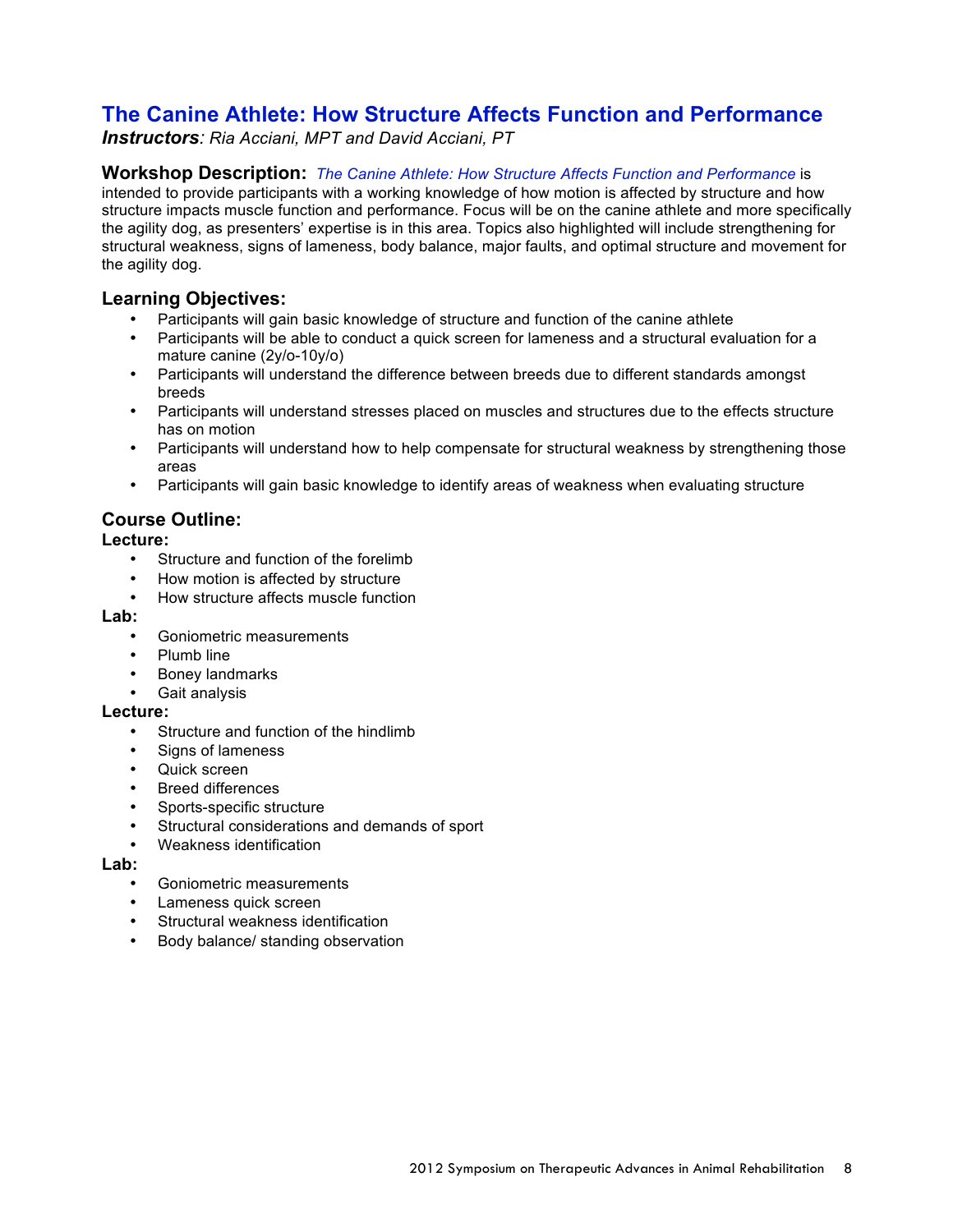# The Canine Athlete: How Structure Affects Function and Performance

***Instructors**: Ria Acciani, MPT and David Acciani, PT*

**Workshop Description:** *The Canine Athlete: How Structure Affects Function and Performance* is intended to provide participants with a working knowledge of how motion is affected by structure and how structure impacts muscle function and performance. Focus will be on the canine athlete and more specifically the agility dog, as presenters' expertise is in this area. Topics also highlighted will include strengthening for structural weakness, signs of lameness, body balance, major faults, and optimal structure and movement for the agility dog.

## Learning Objectives:

- Participants will gain basic knowledge of structure and function of the canine athlete
- Participants will be able to conduct a quick screen for lameness and a structural evaluation for a mature canine (2y/o-10y/o)
- Participants will understand the difference between breeds due to different standards amongst breeds
- Participants will understand stresses placed on muscles and structures due to the effects structure has on motion
- Participants will understand how to help compensate for structural weakness by strengthening those areas
- Participants will gain basic knowledge to identify areas of weakness when evaluating structure

## Course Outline:

**Lecture:**

- Structure and function of the forelimb
- How motion is affected by structure
- How structure affects muscle function

**Lab:**

- Goniometric measurements
- Plumb line
- Boney landmarks
- Gait analysis

**Lecture:**

- Structure and function of the hindlimb
- Signs of lameness
- Quick screen
- Breed differences
- Sports-specific structure
- Structural considerations and demands of sport
- Weakness identification

**Lab:**

- Goniometric measurements
- Lameness quick screen
- Structural weakness identification
- Body balance/ standing observation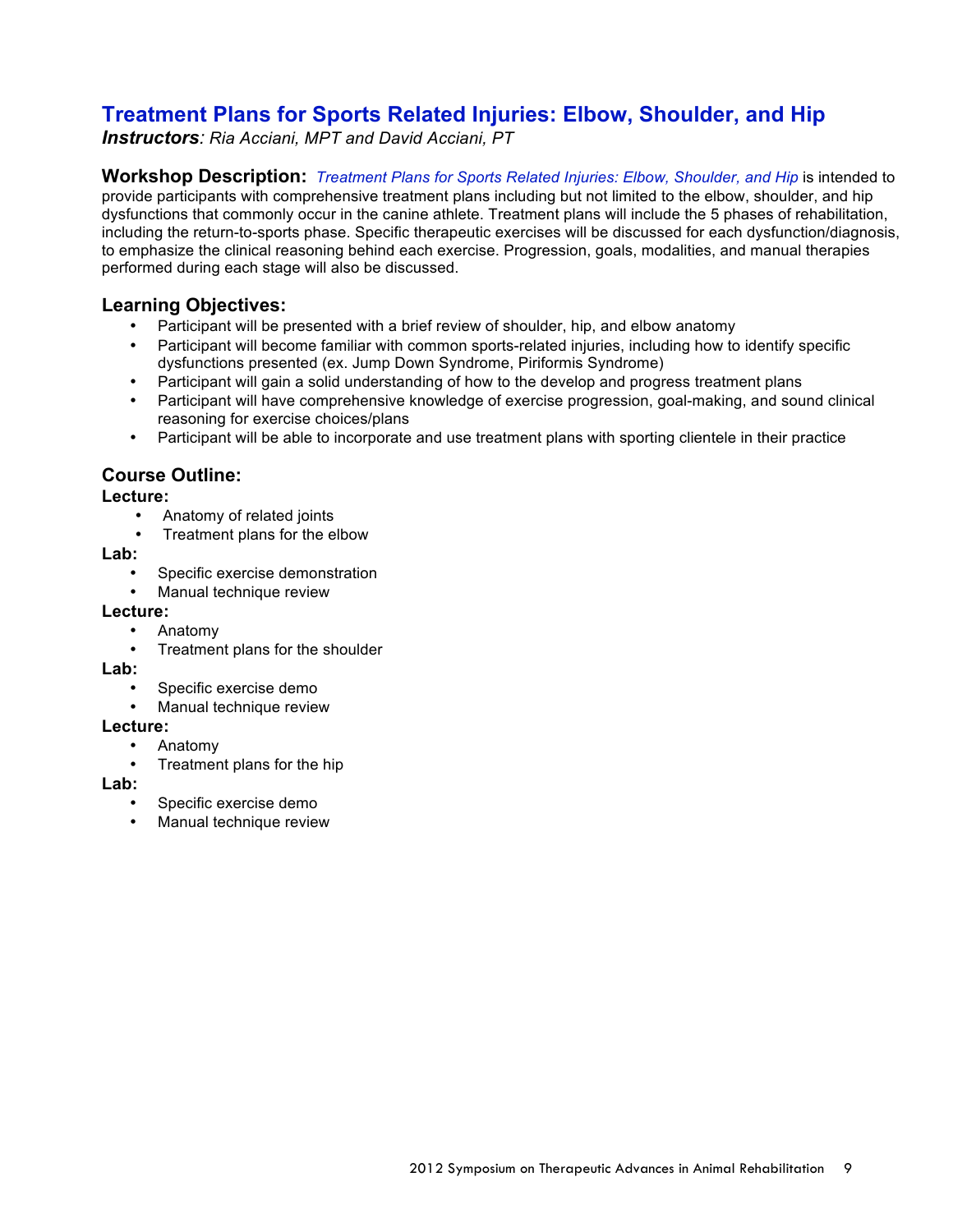## Treatment Plans for Sports Related Injuries: Elbow, Shoulder, and Hip

***Instructors**: Ria Acciani, MPT and David Acciani, PT*

**Workshop Description:** *Treatment Plans for Sports Related Injuries: Elbow, Shoulder, and Hip* is intended to provide participants with comprehensive treatment plans including but not limited to the elbow, shoulder, and hip dysfunctions that commonly occur in the canine athlete. Treatment plans will include the 5 phases of rehabilitation, including the return-to-sports phase. Specific therapeutic exercises will be discussed for each dysfunction/diagnosis, to emphasize the clinical reasoning behind each exercise. Progression, goals, modalities, and manual therapies performed during each stage will also be discussed.

### Learning Objectives:

- Participant will be presented with a brief review of shoulder, hip, and elbow anatomy
- Participant will become familiar with common sports-related injuries, including how to identify specific dysfunctions presented (ex. Jump Down Syndrome, Piriformis Syndrome)
- Participant will gain a solid understanding of how to the develop and progress treatment plans
- Participant will have comprehensive knowledge of exercise progression, goal-making, and sound clinical reasoning for exercise choices/plans
- Participant will be able to incorporate and use treatment plans with sporting clientele in their practice

### Course Outline:

**Lecture:**

- Anatomy of related joints
- Treatment plans for the elbow

**Lab:**

- Specific exercise demonstration
- Manual technique review

**Lecture:**

- Anatomy
- Treatment plans for the shoulder

**Lab:**

- Specific exercise demo
- Manual technique review

**Lecture:**

- Anatomy
- Treatment plans for the hip

**Lab:**

- Specific exercise demo
- Manual technique review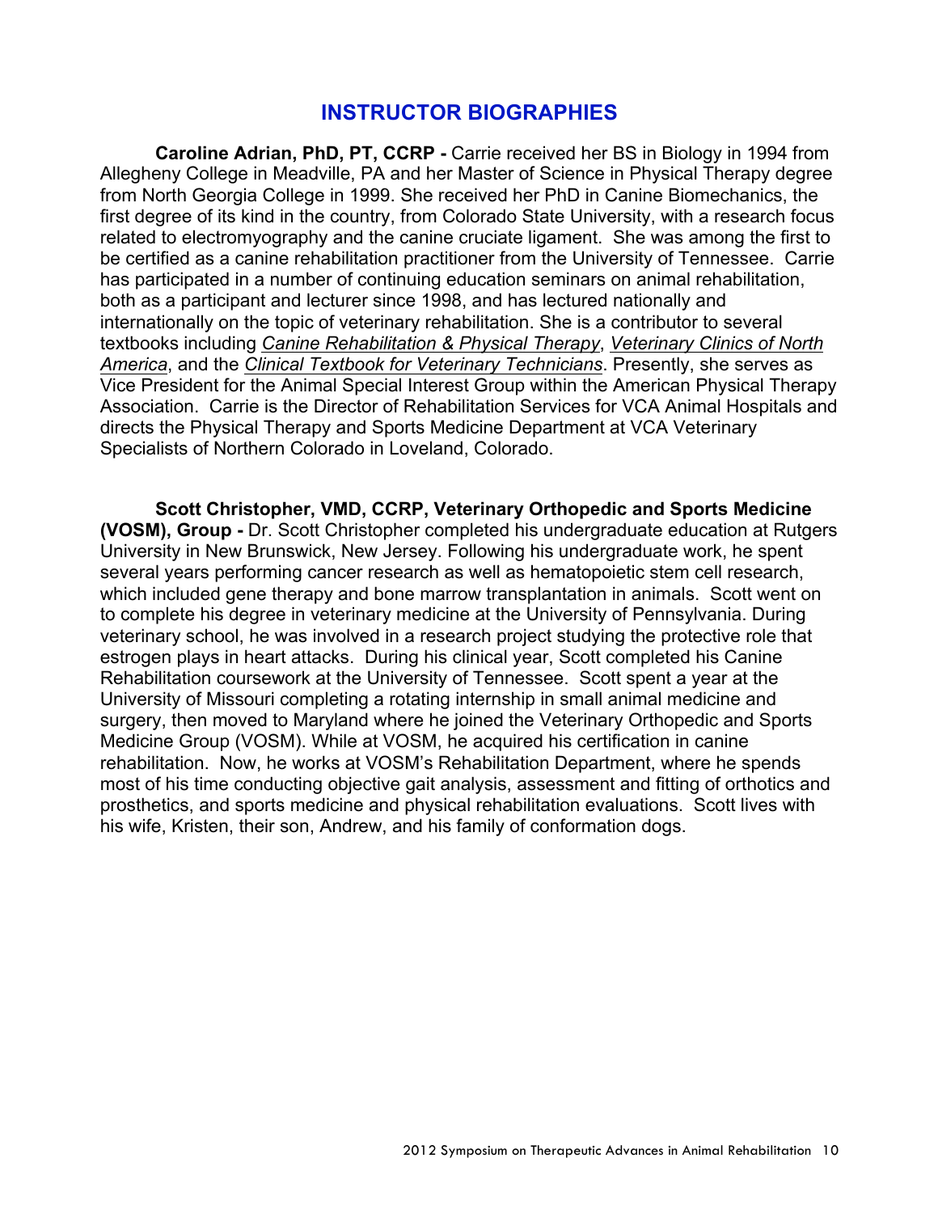# INSTRUCTOR BIOGRAPHIES

**Caroline Adrian, PhD, PT, CCRP -** Carrie received her BS in Biology in 1994 from Allegheny College in Meadville, PA and her Master of Science in Physical Therapy degree from North Georgia College in 1999. She received her PhD in Canine Biomechanics, the first degree of its kind in the country, from Colorado State University, with a research focus related to electromyography and the canine cruciate ligament. She was among the first to be certified as a canine rehabilitation practitioner from the University of Tennessee. Carrie has participated in a number of continuing education seminars on animal rehabilitation, both as a participant and lecturer since 1998, and has lectured nationally and internationally on the topic of veterinary rehabilitation. She is a contributor to several textbooks including *Canine Rehabilitation & Physical Therapy*, *Veterinary Clinics of North America*, and the *Clinical Textbook for Veterinary Technicians*. Presently, she serves as Vice President for the Animal Special Interest Group within the American Physical Therapy Association. Carrie is the Director of Rehabilitation Services for VCA Animal Hospitals and directs the Physical Therapy and Sports Medicine Department at VCA Veterinary Specialists of Northern Colorado in Loveland, Colorado.

**Scott Christopher, VMD, CCRP, Veterinary Orthopedic and Sports Medicine (VOSM), Group -** Dr. Scott Christopher completed his undergraduate education at Rutgers University in New Brunswick, New Jersey. Following his undergraduate work, he spent several years performing cancer research as well as hematopoietic stem cell research, which included gene therapy and bone marrow transplantation in animals. Scott went on to complete his degree in veterinary medicine at the University of Pennsylvania. During veterinary school, he was involved in a research project studying the protective role that estrogen plays in heart attacks. During his clinical year, Scott completed his Canine Rehabilitation coursework at the University of Tennessee. Scott spent a year at the University of Missouri completing a rotating internship in small animal medicine and surgery, then moved to Maryland where he joined the Veterinary Orthopedic and Sports Medicine Group (VOSM). While at VOSM, he acquired his certification in canine rehabilitation. Now, he works at VOSM's Rehabilitation Department, where he spends most of his time conducting objective gait analysis, assessment and fitting of orthotics and prosthetics, and sports medicine and physical rehabilitation evaluations. Scott lives with his wife, Kristen, their son, Andrew, and his family of conformation dogs.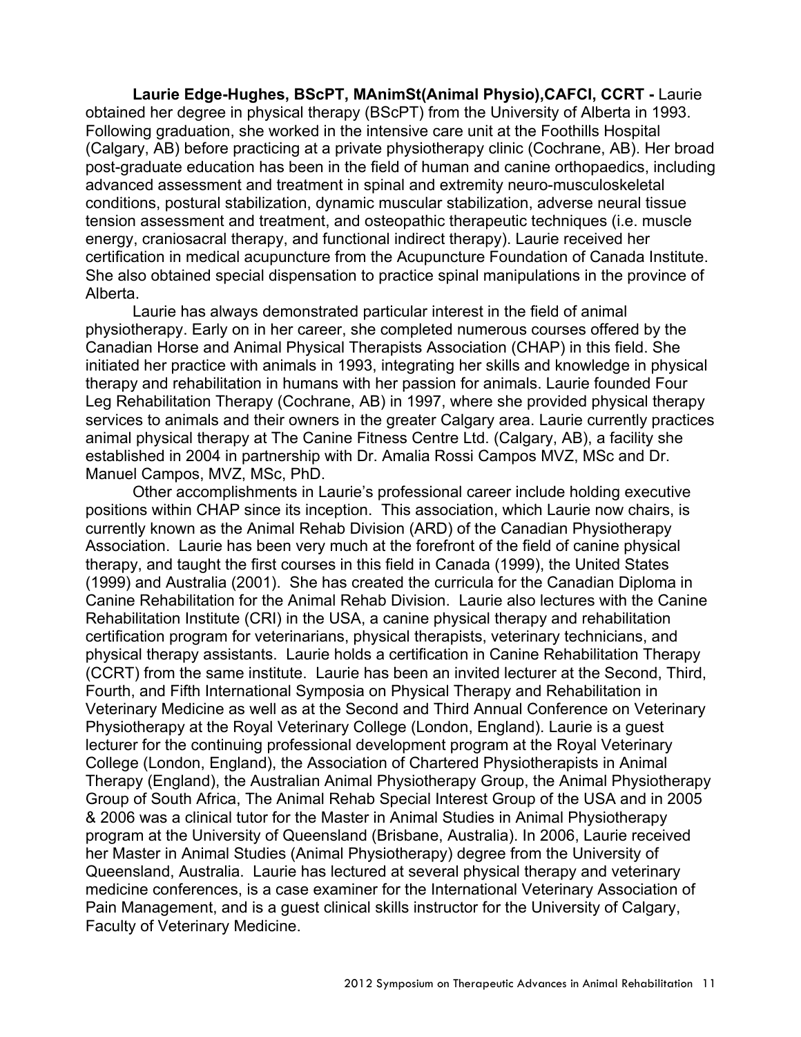**Laurie Edge-Hughes, BScPT, MAnimSt(Animal Physio),CAFCI, CCRT -** Laurie obtained her degree in physical therapy (BScPT) from the University of Alberta in 1993. Following graduation, she worked in the intensive care unit at the Foothills Hospital (Calgary, AB) before practicing at a private physiotherapy clinic (Cochrane, AB). Her broad post-graduate education has been in the field of human and canine orthopaedics, including advanced assessment and treatment in spinal and extremity neuro-musculoskeletal conditions, postural stabilization, dynamic muscular stabilization, adverse neural tissue tension assessment and treatment, and osteopathic therapeutic techniques (i.e. muscle energy, craniosacral therapy, and functional indirect therapy). Laurie received her certification in medical acupuncture from the Acupuncture Foundation of Canada Institute. She also obtained special dispensation to practice spinal manipulations in the province of Alberta.

Laurie has always demonstrated particular interest in the field of animal physiotherapy. Early on in her career, she completed numerous courses offered by the Canadian Horse and Animal Physical Therapists Association (CHAP) in this field. She initiated her practice with animals in 1993, integrating her skills and knowledge in physical therapy and rehabilitation in humans with her passion for animals. Laurie founded Four Leg Rehabilitation Therapy (Cochrane, AB) in 1997, where she provided physical therapy services to animals and their owners in the greater Calgary area. Laurie currently practices animal physical therapy at The Canine Fitness Centre Ltd. (Calgary, AB), a facility she established in 2004 in partnership with Dr. Amalia Rossi Campos MVZ, MSc and Dr. Manuel Campos, MVZ, MSc, PhD.

Other accomplishments in Laurie's professional career include holding executive positions within CHAP since its inception. This association, which Laurie now chairs, is currently known as the Animal Rehab Division (ARD) of the Canadian Physiotherapy Association. Laurie has been very much at the forefront of the field of canine physical therapy, and taught the first courses in this field in Canada (1999), the United States (1999) and Australia (2001). She has created the curricula for the Canadian Diploma in Canine Rehabilitation for the Animal Rehab Division. Laurie also lectures with the Canine Rehabilitation Institute (CRI) in the USA, a canine physical therapy and rehabilitation certification program for veterinarians, physical therapists, veterinary technicians, and physical therapy assistants. Laurie holds a certification in Canine Rehabilitation Therapy (CCRT) from the same institute. Laurie has been an invited lecturer at the Second, Third, Fourth, and Fifth International Symposia on Physical Therapy and Rehabilitation in Veterinary Medicine as well as at the Second and Third Annual Conference on Veterinary Physiotherapy at the Royal Veterinary College (London, England). Laurie is a guest lecturer for the continuing professional development program at the Royal Veterinary College (London, England), the Association of Chartered Physiotherapists in Animal Therapy (England), the Australian Animal Physiotherapy Group, the Animal Physiotherapy Group of South Africa, The Animal Rehab Special Interest Group of the USA and in 2005 & 2006 was a clinical tutor for the Master in Animal Studies in Animal Physiotherapy program at the University of Queensland (Brisbane, Australia). In 2006, Laurie received her Master in Animal Studies (Animal Physiotherapy) degree from the University of Queensland, Australia. Laurie has lectured at several physical therapy and veterinary medicine conferences, is a case examiner for the International Veterinary Association of Pain Management, and is a guest clinical skills instructor for the University of Calgary, Faculty of Veterinary Medicine.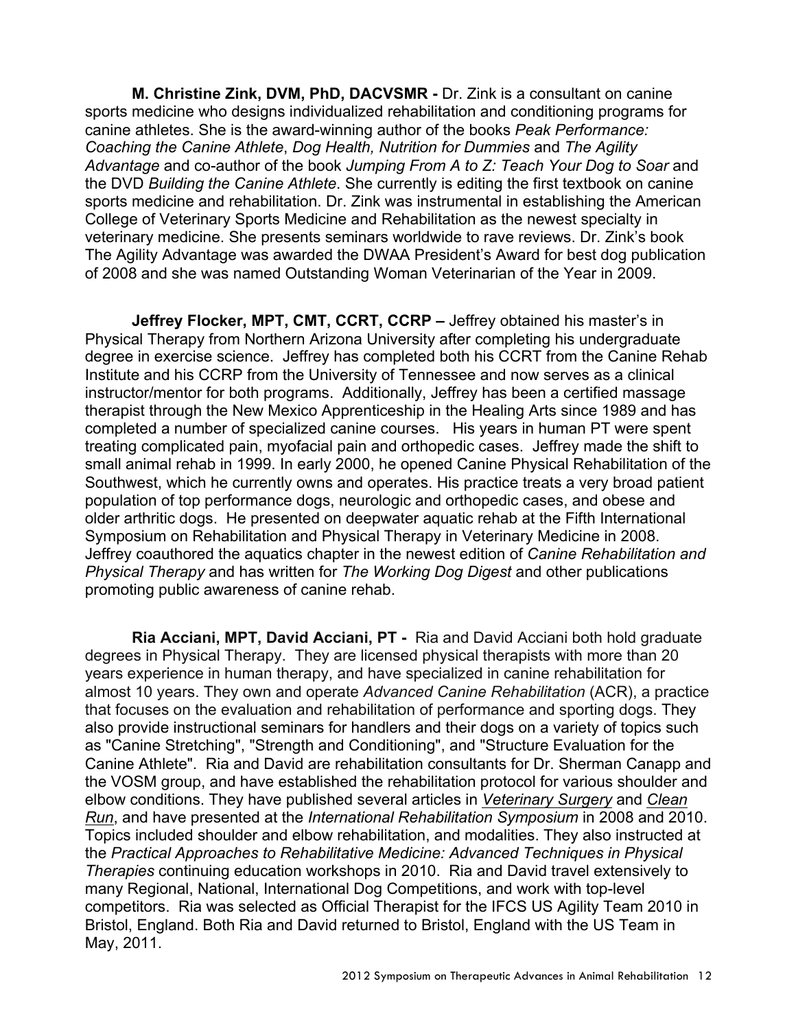**M. Christine Zink, DVM, PhD, DACVSMR -** Dr. Zink is a consultant on canine sports medicine who designs individualized rehabilitation and conditioning programs for canine athletes. She is the award-winning author of the books *Peak Performance: Coaching the Canine Athlete*, *Dog Health, Nutrition for Dummies* and *The Agility Advantage* and co-author of the book *Jumping From A to Z: Teach Your Dog to Soar* and the DVD *Building the Canine Athlete*. She currently is editing the first textbook on canine sports medicine and rehabilitation. Dr. Zink was instrumental in establishing the American College of Veterinary Sports Medicine and Rehabilitation as the newest specialty in veterinary medicine. She presents seminars worldwide to rave reviews. Dr. Zink's book The Agility Advantage was awarded the DWAA President's Award for best dog publication of 2008 and she was named Outstanding Woman Veterinarian of the Year in 2009.

**Jeffrey Flocker, MPT, CMT, CCRT, CCRP –** Jeffrey obtained his master's in Physical Therapy from Northern Arizona University after completing his undergraduate degree in exercise science. Jeffrey has completed both his CCRT from the Canine Rehab Institute and his CCRP from the University of Tennessee and now serves as a clinical instructor/mentor for both programs. Additionally, Jeffrey has been a certified massage therapist through the New Mexico Apprenticeship in the Healing Arts since 1989 and has completed a number of specialized canine courses. His years in human PT were spent treating complicated pain, myofacial pain and orthopedic cases. Jeffrey made the shift to small animal rehab in 1999. In early 2000, he opened Canine Physical Rehabilitation of the Southwest, which he currently owns and operates. His practice treats a very broad patient population of top performance dogs, neurologic and orthopedic cases, and obese and older arthritic dogs. He presented on deepwater aquatic rehab at the Fifth International Symposium on Rehabilitation and Physical Therapy in Veterinary Medicine in 2008. Jeffrey coauthored the aquatics chapter in the newest edition of *Canine Rehabilitation and Physical Therapy* and has written for *The Working Dog Digest* and other publications promoting public awareness of canine rehab.

**Ria Acciani, MPT, David Acciani, PT -** Ria and David Acciani both hold graduate degrees in Physical Therapy. They are licensed physical therapists with more than 20 years experience in human therapy, and have specialized in canine rehabilitation for almost 10 years. They own and operate *Advanced Canine Rehabilitation* (ACR), a practice that focuses on the evaluation and rehabilitation of performance and sporting dogs. They also provide instructional seminars for handlers and their dogs on a variety of topics such as "Canine Stretching", "Strength and Conditioning", and "Structure Evaluation for the Canine Athlete". Ria and David are rehabilitation consultants for Dr. Sherman Canapp and the VOSM group, and have established the rehabilitation protocol for various shoulder and elbow conditions. They have published several articles in *Veterinary Surgery* and *Clean Run*, and have presented at the *International Rehabilitation Symposium* in 2008 and 2010. Topics included shoulder and elbow rehabilitation, and modalities. They also instructed at the *Practical Approaches to Rehabilitative Medicine: Advanced Techniques in Physical Therapies* continuing education workshops in 2010. Ria and David travel extensively to many Regional, National, International Dog Competitions, and work with top-level competitors. Ria was selected as Official Therapist for the IFCS US Agility Team 2010 in Bristol, England. Both Ria and David returned to Bristol, England with the US Team in May, 2011.